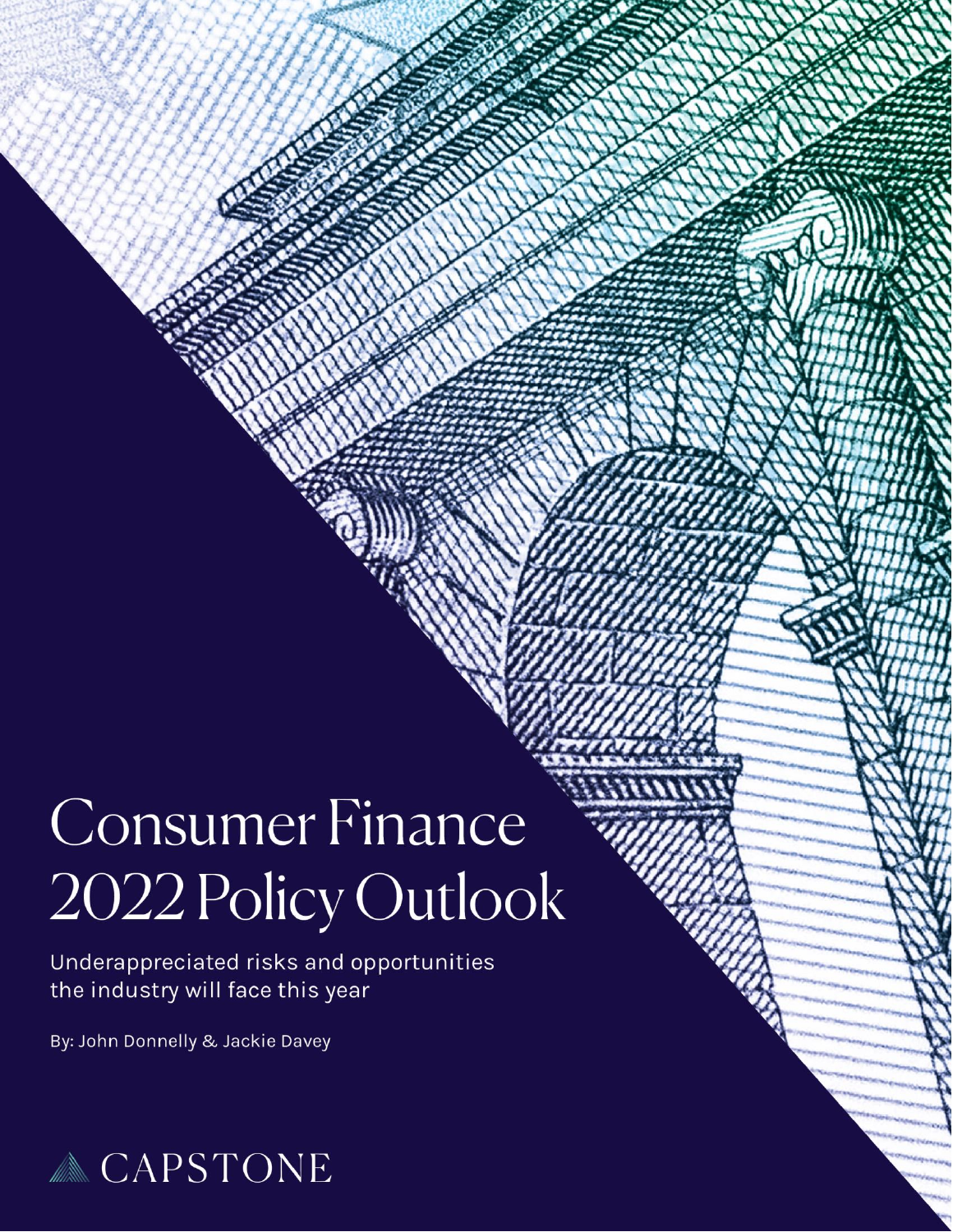# Consumer Finance 2022 Policy Outlook

Underappreciated risks and opportunities the industry will face this year

By: John Donnelly & Jackie Davey

CAPSTONE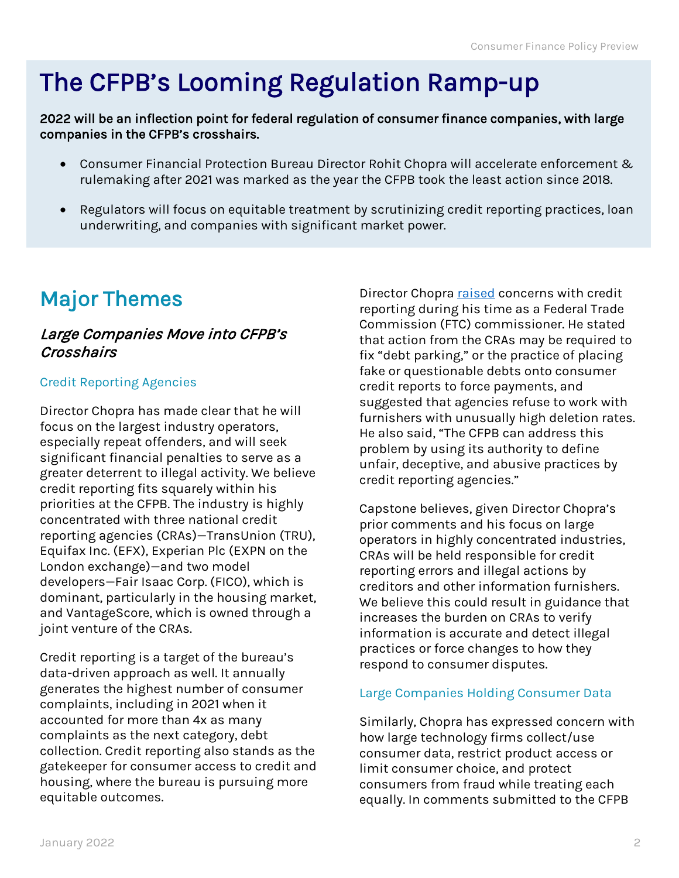# The CFPB's Looming Regulation Ramp-up

**2022 will be an inflection point for federal regulation of consumer finance companies, with large companies in the CFPB's crosshairs.**

- Consumer Financial Protection Bureau Director Rohit Chopra will accelerate enforcement & rulemaking after 2021 was marked as the year the CFPB took the least action since 2018.
- Regulators will focus on equitable treatment by scrutinizing credit reporting practices, loan underwriting, and companies with significant market power.

## Major Themes

### *Large Companies Move into CFPB's Crosshairs*

#### Credit Reporting Agencies

Director Chopra has made clear that he will focus on the largest industry operators, especially repeat offenders, and will seek significant financial penalties to serve as a greater deterrent to illegal activity. We believe credit reporting fits squarely within his priorities at the CFPB. The industry is highly concentrated with three national credit reporting agencies (CRAs)—TransUnion (TRU), Equifax Inc. (EFX), Experian Plc (EXPN on the London exchange)—and two model developers—Fair Isaac Corp. (FICO), which is dominant, particularly in the housing market, and VantageScore, which is owned through a joint venture of the CRAs.

Credit reporting is a target of the bureau's data-driven approach as well. It annually generates the highest number of consumer complaints, including in 2021 when it accounted for more than 4x as many complaints as the next category, debt collection. Credit reporting also stands as the gatekeeper for consumer access to credit and housing, where the bureau is pursuing more equitable outcomes.

Director Chopra raised concerns with credit reporting during his time as a Federal Trade Commission (FTC) commissioner. He stated that action from the CRAs may be required to fix "debt parking," or the practice of placing fake or questionable debts onto consumer credit reports to force payments, and suggested that agencies refuse to work with furnishers with unusually high deletion rates. He also said, "The CFPB can address this problem by using its authority to define unfair, deceptive, and abusive practices by credit reporting agencies."

Capstone believes, given Director Chopra's prior comments and his focus on large operators in highly concentrated industries, CRAs will be held responsible for credit reporting errors and illegal actions by creditors and other information furnishers. We believe this could result in guidance that increases the burden on CRAs to verify information is accurate and detect illegal practices or force changes to how they respond to consumer disputes.

#### Large Companies Holding Consumer Data

Similarly, Chopra has expressed concern with how large technology firms collect/use consumer data, restrict product access or limit consumer choice, and protect consumers from fraud while treating each equally. In comments submitted to the CFPB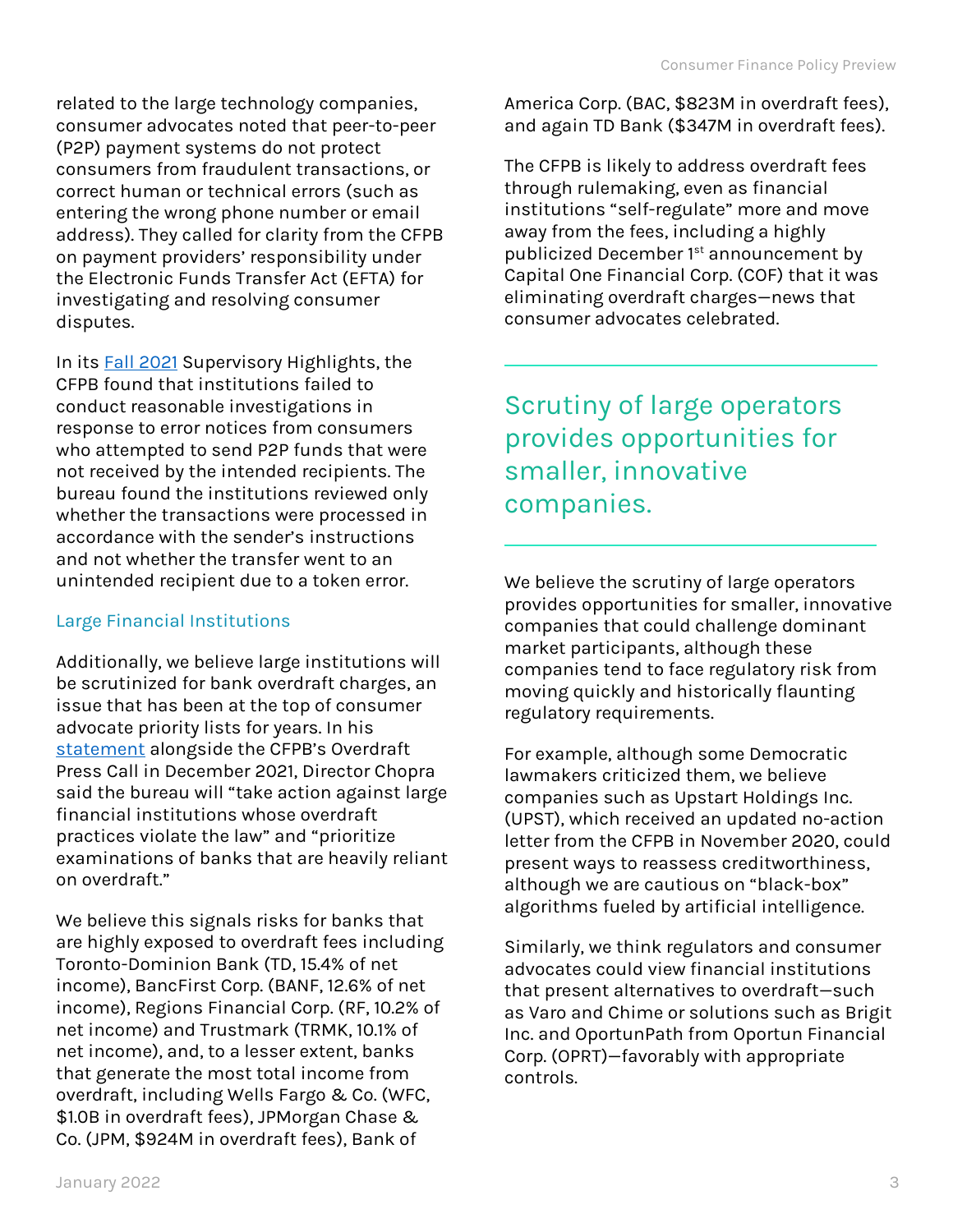related to the large technology companies, consumer advocates noted that peer-to-peer (P2P) payment systems do not protect consumers from fraudulent transactions, or correct human or technical errors (such as entering the wrong phone number or email address). They called for clarity from the CFPB on payment providers' responsibility under the Electronic Funds Transfer Act (EFTA) for investigating and resolving consumer disputes.

In its Fall 2021 Supervisory Highlights, the CFPB found that institutions failed to conduct reasonable investigations in response to error notices from consumers who attempted to send P2P funds that were not received by the intended recipients. The bureau found the institutions reviewed only whether the transactions were processed in accordance with the sender's instructions and not whether the transfer went to an unintended recipient due to a token error.

### Large Financial Institutions

Additionally, we believe large institutions will be scrutinized for bank overdraft charges, an issue that has been at the top of consumer advocate priority lists for years. In his statement alongside the CFPB's Overdraft Press Call in December 2021, Director Chopra said the bureau will "take action against large financial institutions whose overdraft practices violate the law" and "prioritize examinations of banks that are heavily reliant on overdraft."

We believe this signals risks for banks that are highly exposed to overdraft fees including Toronto-Dominion Bank (TD, 15.4% of net income), BancFirst Corp. (BANF, 12.6% of net income), Regions Financial Corp. (RF, 10.2% of net income) and Trustmark (TRMK, 10.1% of net income), and, to a lesser extent, banks that generate the most total income from overdraft, including Wells Fargo & Co. (WFC, $1.0B in overdraft fees), JPMorgan Chase & Co. (JPM, $924M in overdraft fees), Bank of America Corp. (BAC, $823M in overdraft fees), and again TD Bank ($347M in overdraft fees).

The CFPB is likely to address overdraft fees through rulemaking, even as financial institutions "self-regulate" more and move away from the fees, including a highly publicized December 1st announcement by Capital One Financial Corp. (COF) that it was eliminating overdraft charges—news that consumer advocates celebrated.

## Scrutiny of large operators provides opportunities for smaller, innovative companies.

We believe the scrutiny of large operators provides opportunities for smaller, innovative companies that could challenge dominant market participants, although these companies tend to face regulatory risk from moving quickly and historically flaunting regulatory requirements.

For example, although some Democratic lawmakers criticized them, we believe companies such as Upstart Holdings Inc. (UPST), which received an updated no-action letter from the CFPB in November 2020, could present ways to reassess creditworthiness, although we are cautious on "black-box" algorithms fueled by artificial intelligence.

Similarly, we think regulators and consumer advocates could view financial institutions that present alternatives to overdraft—such as Varo and Chime or solutions such as Brigit Inc. and OportunPath from Oportun Financial Corp. (OPRT)—favorably with appropriate controls.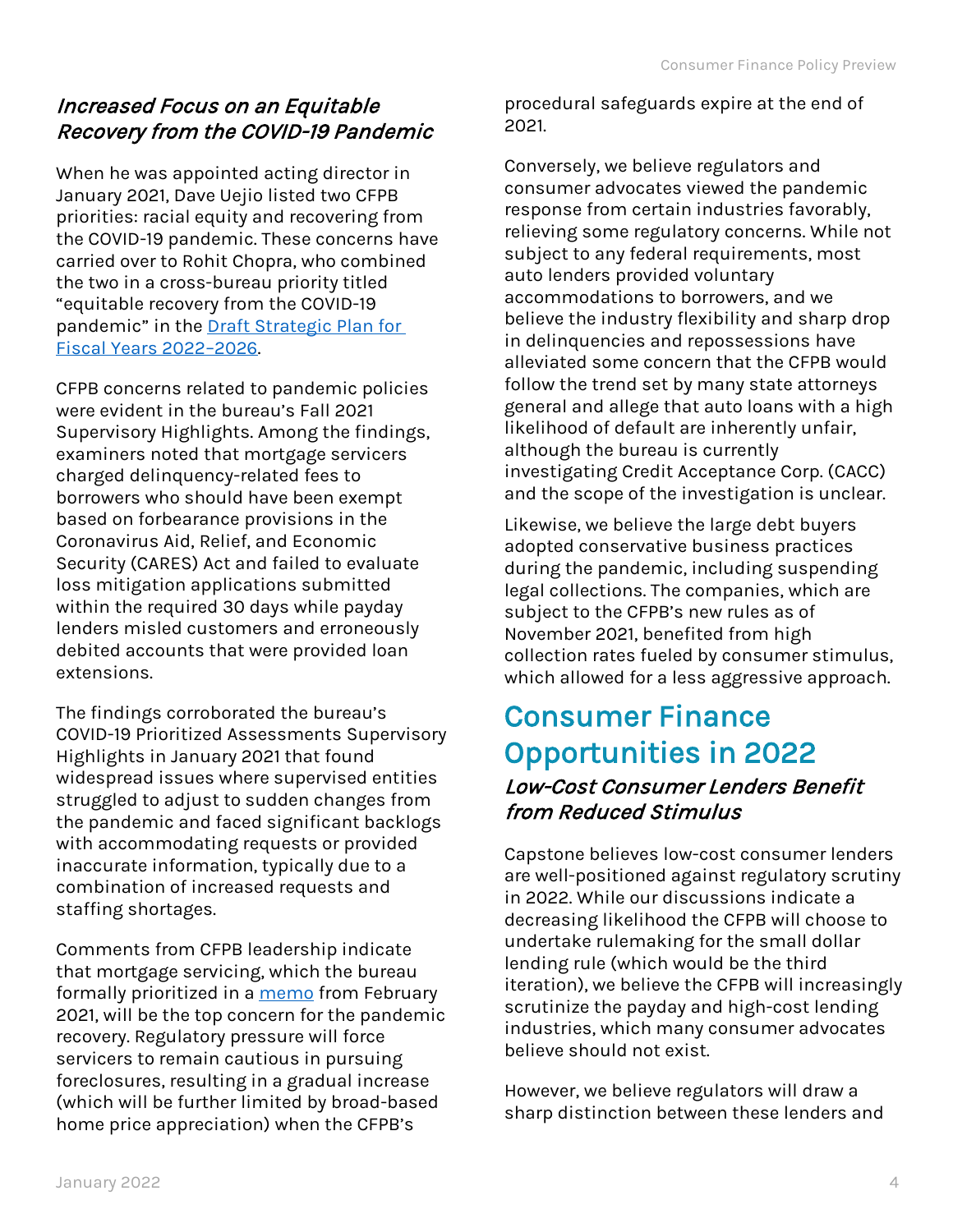### *Increased Focus on an Equitable Recovery from the COVID-19 Pandemic*

When he was appointed acting director in January 2021, Dave Uejio listed two CFPB priorities: racial equity and recovering from the COVID-19 pandemic. These concerns have carried over to Rohit Chopra, who combined the two in a cross-bureau priority titled "equitable recovery from the COVID-19 pandemic" in the [Draft Strategic Plan for Fiscal Years 2022-2026](#).

CFPB concerns related to pandemic policies were evident in the bureau's Fall 2021 Supervisory Highlights. Among the findings, examiners noted that mortgage servicers charged delinquency-related fees to borrowers who should have been exempt based on forbearance provisions in the Coronavirus Aid, Relief, and Economic Security (CARES) Act and failed to evaluate loss mitigation applications submitted within the required 30 days while payday lenders misled customers and erroneously debited accounts that were provided loan extensions.

The findings corroborated the bureau's COVID-19 Prioritized Assessments Supervisory Highlights in January 2021 that found widespread issues where supervised entities struggled to adjust to sudden changes from the pandemic and faced significant backlogs with accommodating requests or provided inaccurate information, typically due to a combination of increased requests and staffing shortages.

Comments from CFPB leadership indicate that mortgage servicing, which the bureau formally prioritized in a [memo](#) from February 2021, will be the top concern for the pandemic recovery. Regulatory pressure will force servicers to remain cautious in pursuing foreclosures, resulting in a gradual increase (which will be further limited by broad-based home price appreciation) when the CFPB's procedural safeguards expire at the end of 2021.

Conversely, we believe regulators and consumer advocates viewed the pandemic response from certain industries favorably, relieving some regulatory concerns. While not subject to any federal requirements, most auto lenders provided voluntary accommodations to borrowers, and we believe the industry flexibility and sharp drop in delinquencies and repossessions have alleviated some concern that the CFPB would follow the trend set by many state attorneys general and allege that auto loans with a high likelihood of default are inherently unfair, although the bureau is currently investigating Credit Acceptance Corp. (CACC) and the scope of the investigation is unclear.

Likewise, we believe the large debt buyers adopted conservative business practices during the pandemic, including suspending legal collections. The companies, which are subject to the CFPB's new rules as of November 2021, benefited from high collection rates fueled by consumer stimulus, which allowed for a less aggressive approach.

## Consumer Finance Opportunities in 2022

### *Low-Cost Consumer Lenders Benefit from Reduced Stimulus*

Capstone believes low-cost consumer lenders are well-positioned against regulatory scrutiny in 2022. While our discussions indicate a decreasing likelihood the CFPB will choose to undertake rulemaking for the small dollar lending rule (which would be the third iteration), we believe the CFPB will increasingly scrutinize the payday and high-cost lending industries, which many consumer advocates believe should not exist.

However, we believe regulators will draw a sharp distinction between these lenders and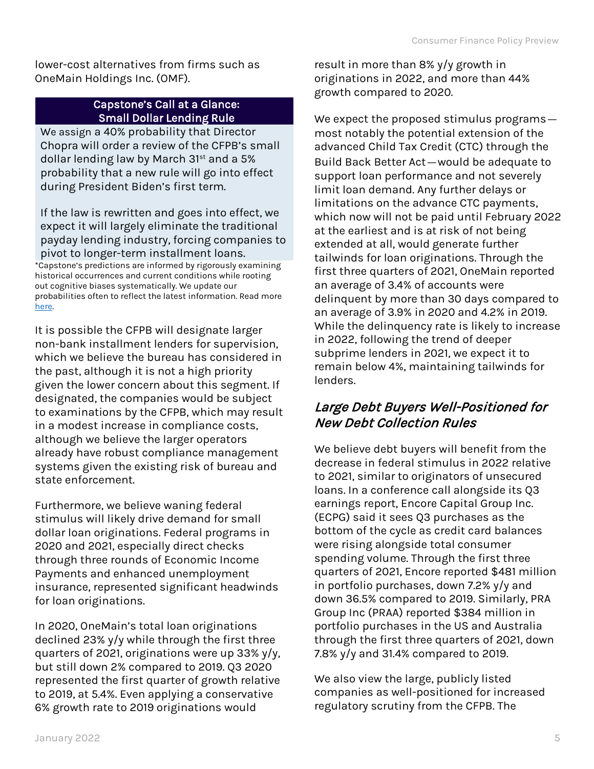lower-cost alternatives from firms such as OneMain Holdings Inc. (OMF).

**Capstone's Call at a Glance: Small Dollar Lending Rule**

We assign a 40% probability that Director Chopra will order a review of the CFPB's small dollar lending law by March 31st and a 5% probability that a new rule will go into effect during President Biden's first term.

If the law is rewritten and goes into effect, we expect it will largely eliminate the traditional payday lending industry, forcing companies to pivot to longer-term installment loans.

*Capstone's predictions are informed by rigorously examining historical occurrences and current conditions while rooting out cognitive biases systematically. We update our probabilities often to reflect the latest information. Read more [here](#).

It is possible the CFPB will designate larger non-bank installment lenders for supervision, which we believe the bureau has considered in the past, although it is not a high priority given the lower concern about this segment. If designated, the companies would be subject to examinations by the CFPB, which may result in a modest increase in compliance costs, although we believe the larger operators already have robust compliance management systems given the existing risk of bureau and state enforcement.

Furthermore, we believe waning federal stimulus will likely drive demand for small dollar loan originations. Federal programs in 2020 and 2021, especially direct checks through three rounds of Economic Income Payments and enhanced unemployment insurance, represented significant headwinds for loan originations.

In 2020, OneMain's total loan originations declined 23% y/y while through the first three quarters of 2021, originations were up 33% y/y, but still down 2% compared to 2019. Q3 2020 represented the first quarter of growth relative to 2019, at 5.4%. Even applying a conservative 6% growth rate to 2019 originations would result in more than 8% y/y growth in originations in 2022, and more than 44% growth compared to 2020.

We expect the proposed stimulus programs—most notably the potential extension of the advanced Child Tax Credit (CTC) through the Build Back Better Act—would be adequate to support loan performance and not severely limit loan demand. Any further delays or limitations on the advance CTC payments, which now will not be paid until February 2022 at the earliest and is at risk of not being extended at all, would generate further tailwinds for loan originations. Through the first three quarters of 2021, OneMain reported an average of 3.4% of accounts were delinquent by more than 30 days compared to an average of 3.9% in 2020 and 4.2% in 2019. While the delinquency rate is likely to increase in 2022, following the trend of deeper subprime lenders in 2021, we expect it to remain below 4%, maintaining tailwinds for lenders.

## *Large Debt Buyers Well-Positioned for New Debt Collection Rules*

We believe debt buyers will benefit from the decrease in federal stimulus in 2022 relative to 2021, similar to originators of unsecured loans. In a conference call alongside its Q3 earnings report, Encore Capital Group Inc. (ECPG) said it sees Q3 purchases as the bottom of the cycle as credit card balances were rising alongside total consumer spending volume. Through the first three quarters of 2021, Encore reported $481 million in portfolio purchases, down 7.2% y/y and down 36.5% compared to 2019. Similarly, PRA Group Inc (PRAA) reported $384 million in portfolio purchases in the US and Australia through the first three quarters of 2021, down 7.8% y/y and 31.4% compared to 2019.

We also view the large, publicly listed companies as well-positioned for increased regulatory scrutiny from the CFPB. The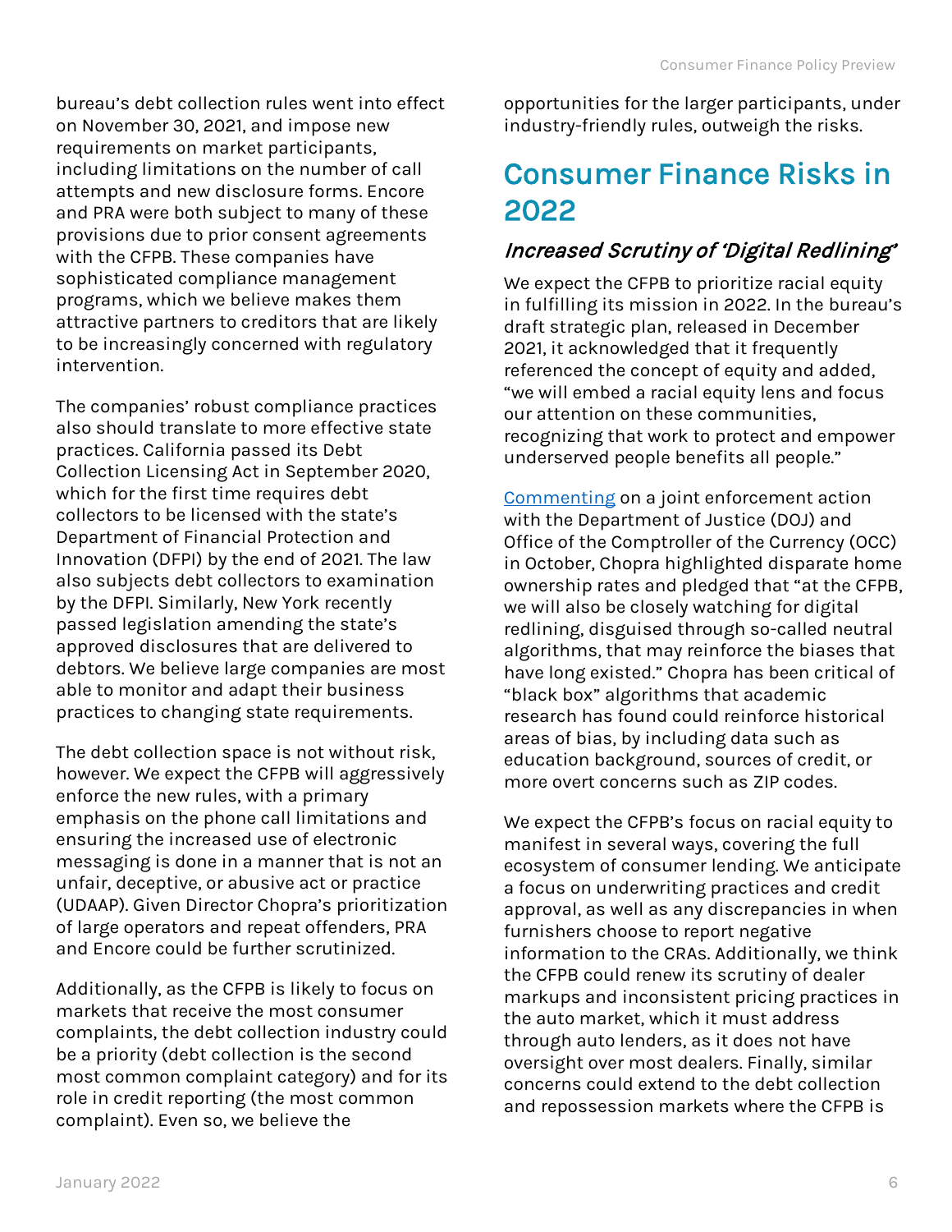bureau's debt collection rules went into effect on November 30, 2021, and impose new requirements on market participants, including limitations on the number of call attempts and new disclosure forms. Encore and PRA were both subject to many of these provisions due to prior consent agreements with the CFPB. These companies have sophisticated compliance management programs, which we believe makes them attractive partners to creditors that are likely to be increasingly concerned with regulatory intervention.

The companies' robust compliance practices also should translate to more effective state practices. California passed its Debt Collection Licensing Act in September 2020, which for the first time requires debt collectors to be licensed with the state's Department of Financial Protection and Innovation (DFPI) by the end of 2021. The law also subjects debt collectors to examination by the DFPI. Similarly, New York recently passed legislation amending the state's approved disclosures that are delivered to debtors. We believe large companies are most able to monitor and adapt their business practices to changing state requirements.

The debt collection space is not without risk, however. We expect the CFPB will aggressively enforce the new rules, with a primary emphasis on the phone call limitations and ensuring the increased use of electronic messaging is done in a manner that is not an unfair, deceptive, or abusive act or practice (UDAAP). Given Director Chopra's prioritization of large operators and repeat offenders, PRA and Encore could be further scrutinized.

Additionally, as the CFPB is likely to focus on markets that receive the most consumer complaints, the debt collection industry could be a priority (debt collection is the second most common complaint category) and for its role in credit reporting (the most common complaint). Even so, we believe the opportunities for the larger participants, under industry-friendly rules, outweigh the risks.

## Consumer Finance Risks in 2022

### *Increased Scrutiny of 'Digital Redlining'*

We expect the CFPB to prioritize racial equity in fulfilling its mission in 2022. In the bureau's draft strategic plan, released in December 2021, it acknowledged that it frequently referenced the concept of equity and added, "we will embed a racial equity lens and focus our attention on these communities, recognizing that work to protect and empower underserved people benefits all people."

Commenting on a joint enforcement action with the Department of Justice (DOJ) and Office of the Comptroller of the Currency (OCC) in October, Chopra highlighted disparate home ownership rates and pledged that "at the CFPB, we will also be closely watching for digital redlining, disguised through so-called neutral algorithms, that may reinforce the biases that have long existed." Chopra has been critical of "black box" algorithms that academic research has found could reinforce historical areas of bias, by including data such as education background, sources of credit, or more overt concerns such as ZIP codes.

We expect the CFPB's focus on racial equity to manifest in several ways, covering the full ecosystem of consumer lending. We anticipate a focus on underwriting practices and credit approval, as well as any discrepancies in when furnishers choose to report negative information to the CRAs. Additionally, we think the CFPB could renew its scrutiny of dealer markups and inconsistent pricing practices in the auto market, which it must address through auto lenders, as it does not have oversight over most dealers. Finally, similar concerns could extend to the debt collection and repossession markets where the CFPB is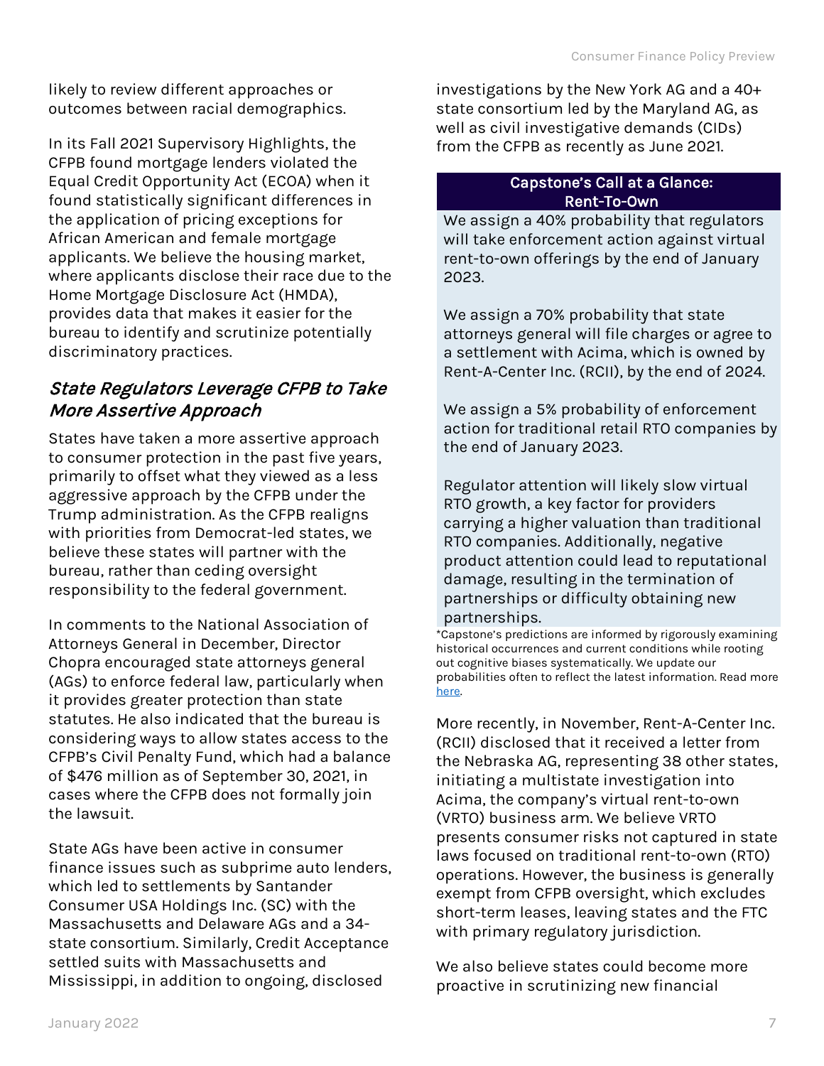likely to review different approaches or outcomes between racial demographics.

In its Fall 2021 Supervisory Highlights, the CFPB found mortgage lenders violated the Equal Credit Opportunity Act (ECOA) when it found statistically significant differences in the application of pricing exceptions for African American and female mortgage applicants. We believe the housing market, where applicants disclose their race due to the Home Mortgage Disclosure Act (HMDA), provides data that makes it easier for the bureau to identify and scrutinize potentially discriminatory practices.

## *State Regulators Leverage CFPB to Take More Assertive Approach*

States have taken a more assertive approach to consumer protection in the past five years, primarily to offset what they viewed as a less aggressive approach by the CFPB under the Trump administration. As the CFPB realigns with priorities from Democrat-led states, we believe these states will partner with the bureau, rather than ceding oversight responsibility to the federal government.

In comments to the National Association of Attorneys General in December, Director Chopra encouraged state attorneys general (AGs) to enforce federal law, particularly when it provides greater protection than state statutes. He also indicated that the bureau is considering ways to allow states access to the CFPB's Civil Penalty Fund, which had a balance of $476 million as of September 30, 2021, in cases where the CFPB does not formally join the lawsuit.

State AGs have been active in consumer finance issues such as subprime auto lenders, which led to settlements by Santander Consumer USA Holdings Inc. (SC) with the Massachusetts and Delaware AGs and a 34-state consortium. Similarly, Credit Acceptance settled suits with Massachusetts and Mississippi, in addition to ongoing, disclosed investigations by the New York AG and a 40+ state consortium led by the Maryland AG, as well as civil investigative demands (CIDs) from the CFPB as recently as June 2021.

**Capstone's Call at a Glance: Rent-To-Own**

We assign a 40% probability that regulators will take enforcement action against virtual rent-to-own offerings by the end of January 2023.

We assign a 70% probability that state attorneys general will file charges or agree to a settlement with Acima, which is owned by Rent-A-Center Inc. (RCII), by the end of 2024.

We assign a 5% probability of enforcement action for traditional retail RTO companies by the end of January 2023.

Regulator attention will likely slow virtual RTO growth, a key factor for providers carrying a higher valuation than traditional RTO companies. Additionally, negative product attention could lead to reputational damage, resulting in the termination of partnerships or difficulty obtaining new partnerships.

*Capstone's predictions are informed by rigorously examining historical occurrences and current conditions while rooting out cognitive biases systematically. We update our probabilities often to reflect the latest information. Read more here.

More recently, in November, Rent-A-Center Inc. (RCII) disclosed that it received a letter from the Nebraska AG, representing 38 other states, initiating a multistate investigation into Acima, the company's virtual rent-to-own (VRTO) business arm. We believe VRTO presents consumer risks not captured in state laws focused on traditional rent-to-own (RTO) operations. However, the business is generally exempt from CFPB oversight, which excludes short-term leases, leaving states and the FTC with primary regulatory jurisdiction.

We also believe states could become more proactive in scrutinizing new financial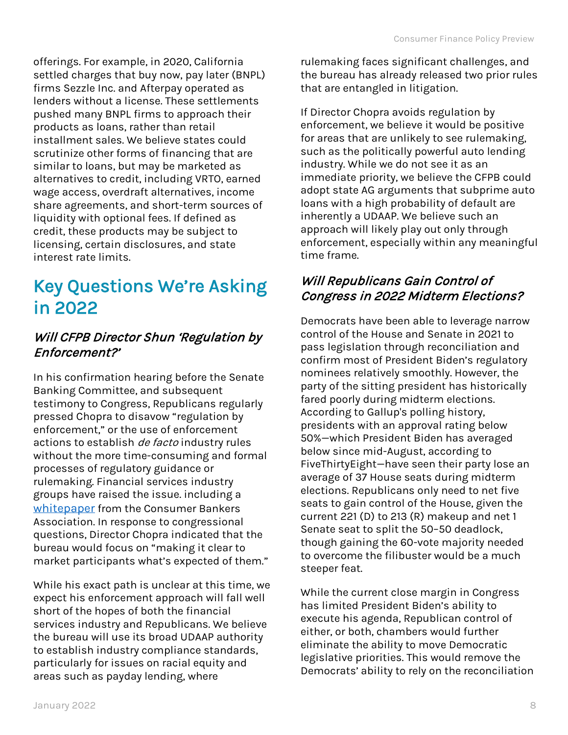offerings. For example, in 2020, California settled charges that buy now, pay later (BNPL) firms Sezzle Inc. and Afterpay operated as lenders without a license. These settlements pushed many BNPL firms to approach their products as loans, rather than retail installment sales. We believe states could scrutinize other forms of financing that are similar to loans, but may be marketed as alternatives to credit, including VRTO, earned wage access, overdraft alternatives, income share agreements, and short-term sources of liquidity with optional fees. If defined as credit, these products may be subject to licensing, certain disclosures, and state interest rate limits.

## Key Questions We're Asking in 2022

### *Will CFPB Director Shun 'Regulation by Enforcement?'*

In his confirmation hearing before the Senate Banking Committee, and subsequent testimony to Congress, Republicans regularly pressed Chopra to disavow "regulation by enforcement," or the use of enforcement actions to establish *de facto* industry rules without the more time-consuming and formal processes of regulatory guidance or rulemaking. Financial services industry groups have raised the issue. including a [whitepaper](whitepaper) from the Consumer Bankers Association. In response to congressional questions, Director Chopra indicated that the bureau would focus on "making it clear to market participants what's expected of them."

While his exact path is unclear at this time, we expect his enforcement approach will fall well short of the hopes of both the financial services industry and Republicans. We believe the bureau will use its broad UDAAP authority to establish industry compliance standards, particularly for issues on racial equity and areas such as payday lending, where rulemaking faces significant challenges, and the bureau has already released two prior rules that are entangled in litigation.

If Director Chopra avoids regulation by enforcement, we believe it would be positive for areas that are unlikely to see rulemaking, such as the politically powerful auto lending industry. While we do not see it as an immediate priority, we believe the CFPB could adopt state AG arguments that subprime auto loans with a high probability of default are inherently a UDAAP. We believe such an approach will likely play out only through enforcement, especially within any meaningful time frame.

### *Will Republicans Gain Control of Congress in 2022 Midterm Elections?*

Democrats have been able to leverage narrow control of the House and Senate in 2021 to pass legislation through reconciliation and confirm most of President Biden's regulatory nominees relatively smoothly. However, the party of the sitting president has historically fared poorly during midterm elections. According to Gallup's polling history, presidents with an approval rating below 50%—which President Biden has averaged below since mid-August, according to FiveThirtyEight—have seen their party lose an average of 37 House seats during midterm elections. Republicans only need to net five seats to gain control of the House, given the current 221 (D) to 213 (R) makeup and net 1 Senate seat to split the 50–50 deadlock, though gaining the 60-vote majority needed to overcome the filibuster would be a much steeper feat.

While the current close margin in Congress has limited President Biden's ability to execute his agenda, Republican control of either, or both, chambers would further eliminate the ability to move Democratic legislative priorities. This would remove the Democrats' ability to rely on the reconciliation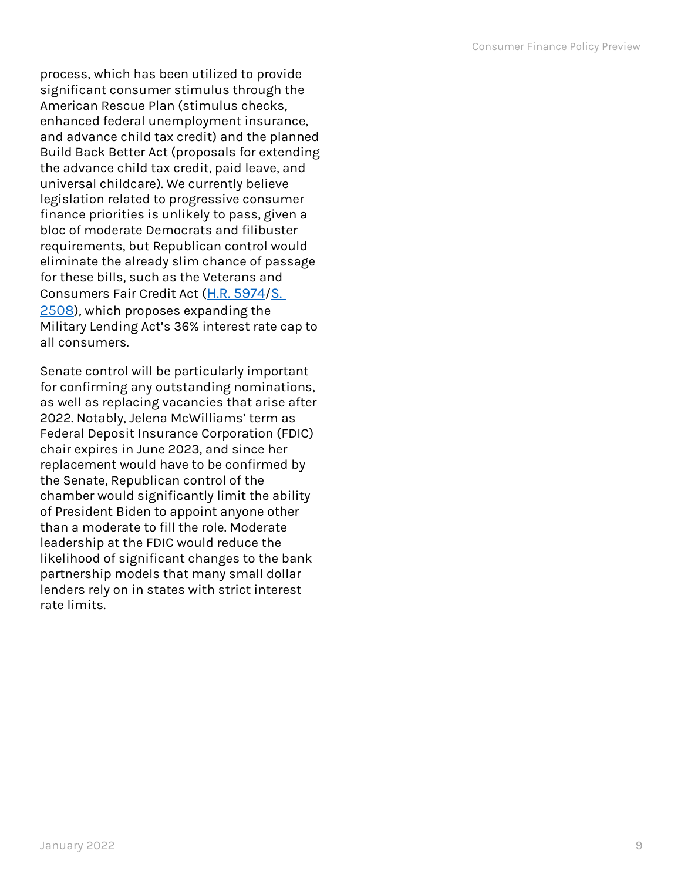process, which has been utilized to provide significant consumer stimulus through the American Rescue Plan (stimulus checks, enhanced federal unemployment insurance, and advance child tax credit) and the planned Build Back Better Act (proposals for extending the advance child tax credit, paid leave, and universal childcare). We currently believe legislation related to progressive consumer finance priorities is unlikely to pass, given a bloc of moderate Democrats and filibuster requirements, but Republican control would eliminate the already slim chance of passage for these bills, such as the Veterans and Consumers Fair Credit Act (H.R. 5974/S. 2508), which proposes expanding the Military Lending Act's 36% interest rate cap to all consumers.

Senate control will be particularly important for confirming any outstanding nominations, as well as replacing vacancies that arise after 2022. Notably, Jelena McWilliams' term as Federal Deposit Insurance Corporation (FDIC) chair expires in June 2023, and since her replacement would have to be confirmed by the Senate, Republican control of the chamber would significantly limit the ability of President Biden to appoint anyone other than a moderate to fill the role. Moderate leadership at the FDIC would reduce the likelihood of significant changes to the bank partnership models that many small dollar lenders rely on in states with strict interest rate limits.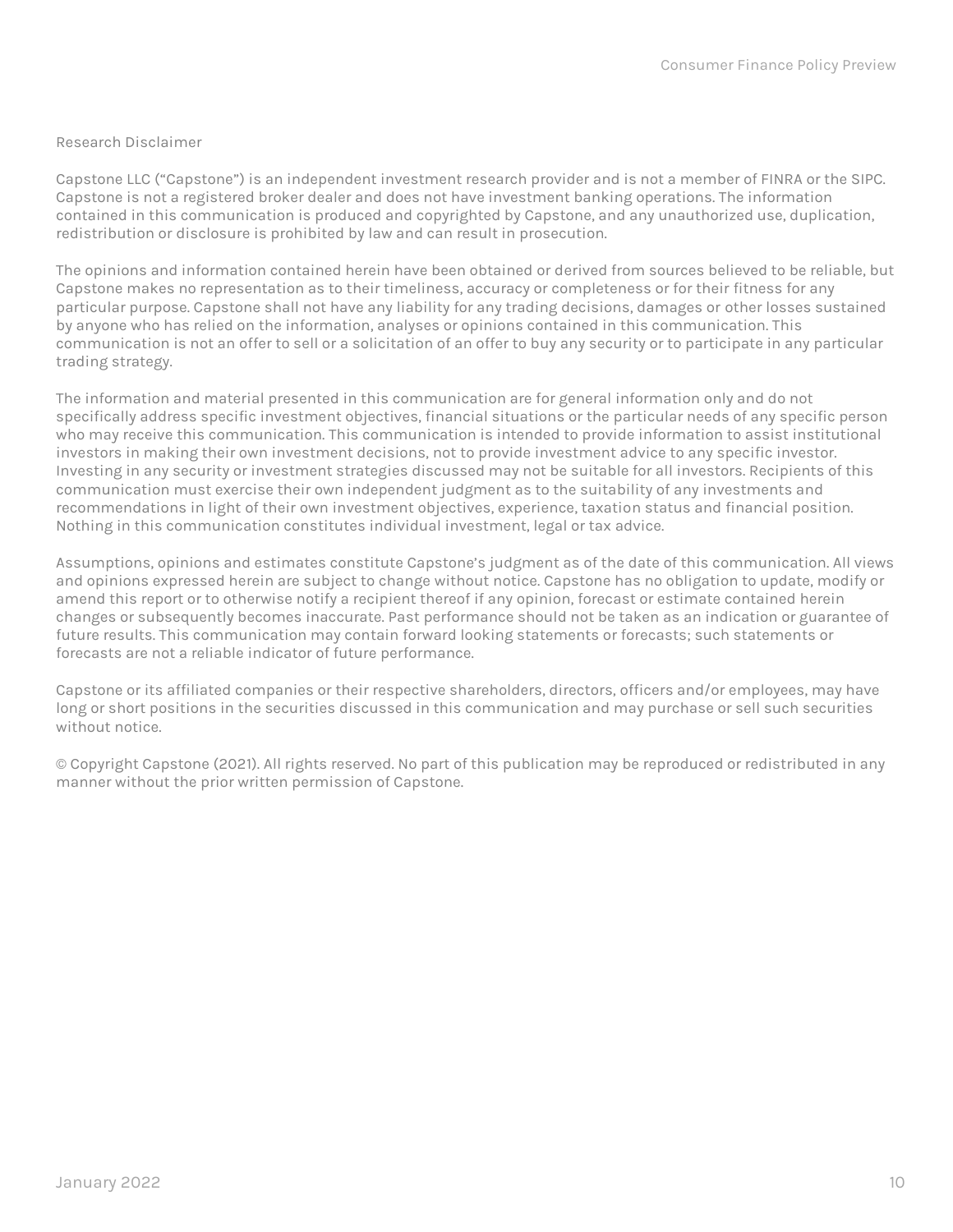## Research Disclaimer

Capstone LLC ("Capstone") is an independent investment research provider and is not a member of FINRA or the SIPC. Capstone is not a registered broker dealer and does not have investment banking operations. The information contained in this communication is produced and copyrighted by Capstone, and any unauthorized use, duplication, redistribution or disclosure is prohibited by law and can result in prosecution.

The opinions and information contained herein have been obtained or derived from sources believed to be reliable, but Capstone makes no representation as to their timeliness, accuracy or completeness or for their fitness for any particular purpose. Capstone shall not have any liability for any trading decisions, damages or other losses sustained by anyone who has relied on the information, analyses or opinions contained in this communication. This communication is not an offer to sell or a solicitation of an offer to buy any security or to participate in any particular trading strategy.

The information and material presented in this communication are for general information only and do not specifically address specific investment objectives, financial situations or the particular needs of any specific person who may receive this communication. This communication is intended to provide information to assist institutional investors in making their own investment decisions, not to provide investment advice to any specific investor. Investing in any security or investment strategies discussed may not be suitable for all investors. Recipients of this communication must exercise their own independent judgment as to the suitability of any investments and recommendations in light of their own investment objectives, experience, taxation status and financial position. Nothing in this communication constitutes individual investment, legal or tax advice.

Assumptions, opinions and estimates constitute Capstone's judgment as of the date of this communication. All views and opinions expressed herein are subject to change without notice. Capstone has no obligation to update, modify or amend this report or to otherwise notify a recipient thereof if any opinion, forecast or estimate contained herein changes or subsequently becomes inaccurate. Past performance should not be taken as an indication or guarantee of future results. This communication may contain forward looking statements or forecasts; such statements or forecasts are not a reliable indicator of future performance.

Capstone or its affiliated companies or their respective shareholders, directors, officers and/or employees, may have long or short positions in the securities discussed in this communication and may purchase or sell such securities without notice.

© Copyright Capstone (2021). All rights reserved. No part of this publication may be reproduced or redistributed in any manner without the prior written permission of Capstone.